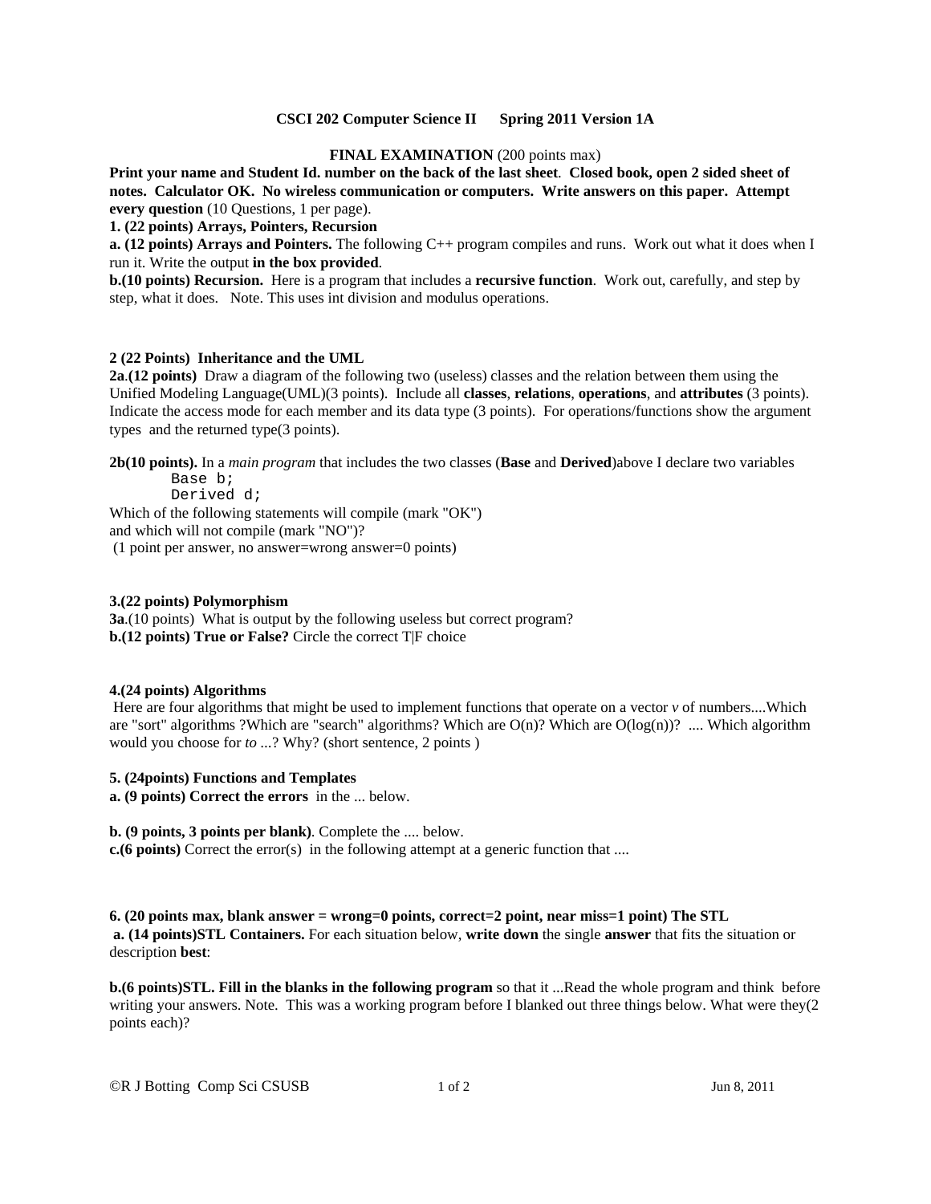**CSCI 202 Computer Science II Spring 2011 Version 1A**

**FINAL EXAMINATION** (200 points max)

**Print your name and Student Id. number on the back of the last sheet**. **Closed book, open 2 sided sheet of notes. Calculator OK. No wireless communication or computers. Write answers on this paper. Attempt every question** (10 Questions, 1 per page).

**1. (22 points) Arrays, Pointers, Recursion**

**a. (12 points) Arrays and Pointers.** The following C++ program compiles and runs. Work out what it does when I run it. Write the output **in the box provided**.

**b.(10 points) Recursion.** Here is a program that includes a **recursive function**. Work out, carefully, and step by step, what it does. Note. This uses int division and modulus operations.

**2 (22 Points) Inheritance and the UML**

**2a.(12 points)** Draw a diagram of the following two (useless) classes and the relation between them using the Unified Modeling Language(UML)(3 points). Include all **classes**, **relations**, **operations**, and **attributes** (3 points). Indicate the access mode for each member and its data type (3 points). For operations/functions show the argument types and the returned type(3 points).

**2b(10 points).** In a *main program* that includes the two classes (**Base** and **Derived**)above I declare two variables

```
Base b;
Derived d;
```

Which of the following statements will compile (mark "OK")
and which will not compile (mark "NO")?
(1 point per answer, no answer=wrong answer=0 points)

**3.(22 points) Polymorphism**

**3a**.(10 points) What is output by the following useless but correct program?

**b.(12 points) True or False?** Circle the correct T|F choice

**4.(24 points) Algorithms**

Here are four algorithms that might be used to implement functions that operate on a vector *v* of numbers....Which are "sort" algorithms ?Which are "search" algorithms? Which are O(n)? Which are O(log(n))? .... Which algorithm would you choose for *to* ...? Why? (short sentence, 2 points )

**5. (24points) Functions and Templates**

**a. (9 points) Correct the errors** in the ... below.

**b. (9 points, 3 points per blank)**. Complete the .... below.

**c.(6 points)** Correct the error(s) in the following attempt at a generic function that ....

**6. (20 points max, blank answer = wrong=0 points, correct=2 point, near miss=1 point) The STL**

**a. (14 points)STL Containers.** For each situation below, **write down** the single **answer** that fits the situation or description **best**:

**b.(6 points)STL. Fill in the blanks in the following program** so that it ...Read the whole program and think before writing your answers. Note. This was a working program before I blanked out three things below. What were they(2 points each)?

©R J Botting Comp Sci CSUSB Jun 8, 2011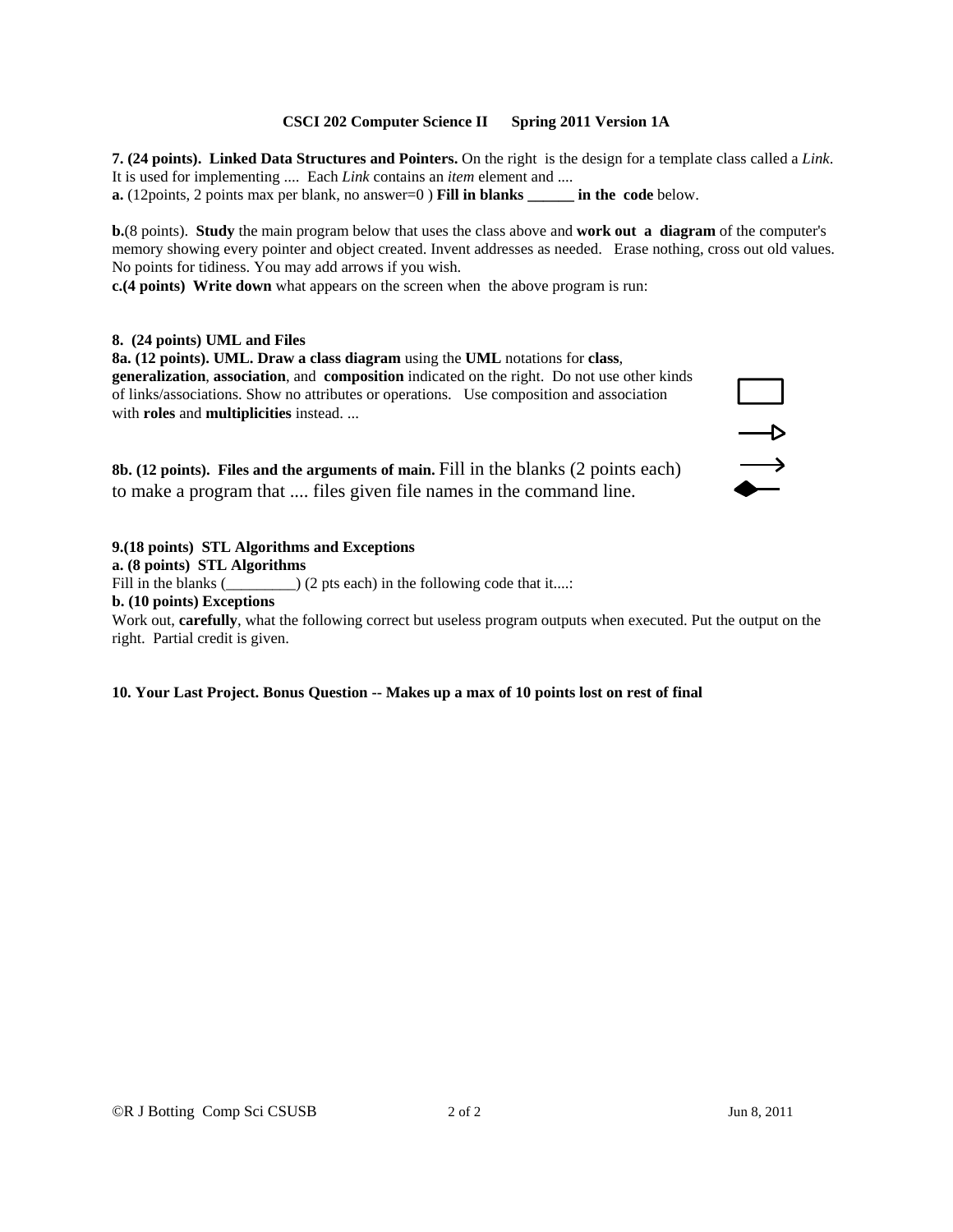**CSCI 202 Computer Science II Spring 2011 Version 1A**

**7. (24 points). Linked Data Structures and Pointers.** On the right is the design for a template class called a *Link*. It is used for implementing .... Each *Link* contains an *item* element and ....

**a.** (12points, 2 points max per blank, no answer=0 ) **Fill in blanks ______ in the code** below.

**b.**(8 points). **Study** the main program below that uses the class above and **work out a diagram** of the computer's memory showing every pointer and object created. Invent addresses as needed. Erase nothing, cross out old values. No points for tidiness. You may add arrows if you wish.

**c.(4 points) Write down** what appears on the screen when the above program is run:

**8. (24 points) UML and Files**

**8a. (12 points). UML. Draw a class diagram** using the **UML** notations for **class**, **generalization**, **association**, and **composition** indicated on the right. Do not use other kinds of links/associations. Show no attributes or operations. Use composition and association with **roles** and **multiplicities** instead. ...

**8b. (12 points). Files and the arguments of main.** Fill in the blanks (2 points each) to make a program that .... files given file names in the command line.

**9.(18 points) STL Algorithms and Exceptions**

**a. (8 points) STL Algorithms**

Fill in the blanks (_________) (2 pts each) in the following code that it....:

**b. (10 points) Exceptions**

Work out, **carefully**, what the following correct but useless program outputs when executed. Put the output on the right. Partial credit is given.

**10. Your Last Project. Bonus Question -- Makes up a max of 10 points lost on rest of final**

©R J Botting Comp Sci CSUSB Jun 8, 2011